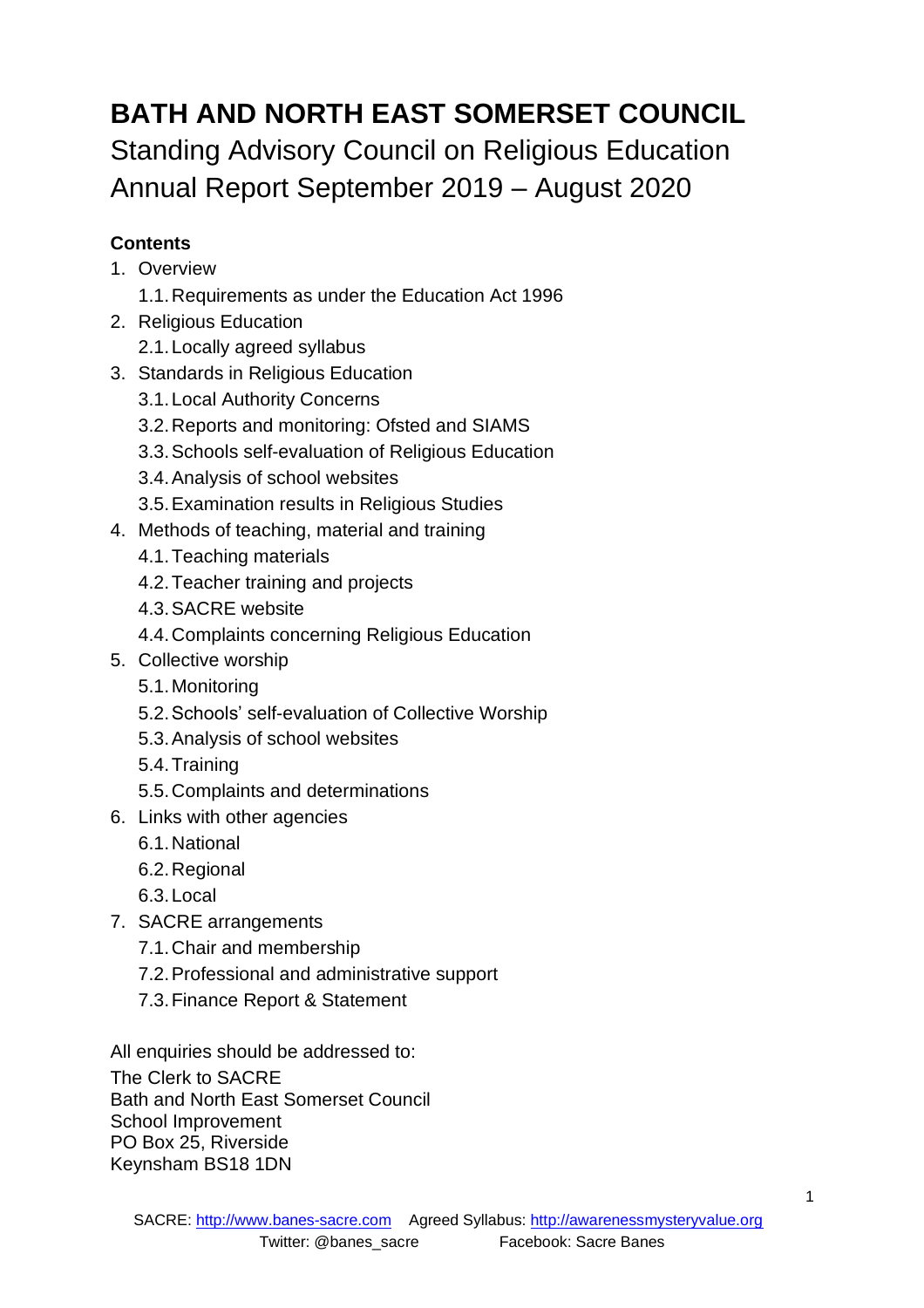# BATH AND NORTH EAST SOMERSET COUNCIL

Standing Advisory Council on Religious Education
Annual Report September 2019 – August 2020

**Contents**

1. Overview
   1.1. Requirements as under the Education Act 1996
2. Religious Education
   2.1. Locally agreed syllabus
3. Standards in Religious Education
   3.1. Local Authority Concerns
   3.2. Reports and monitoring: Ofsted and SIAMS
   3.3. Schools self-evaluation of Religious Education
   3.4. Analysis of school websites
   3.5. Examination results in Religious Studies
4. Methods of teaching, material and training
   4.1. Teaching materials
   4.2. Teacher training and projects
   4.3. SACRE website
   4.4. Complaints concerning Religious Education
5. Collective worship
   5.1. Monitoring
   5.2. Schools' self-evaluation of Collective Worship
   5.3. Analysis of school websites
   5.4. Training
   5.5. Complaints and determinations
6. Links with other agencies
   6.1. National
   6.2. Regional
   6.3. Local
7. SACRE arrangements
   7.1. Chair and membership
   7.2. Professional and administrative support
   7.3. Finance Report & Statement

All enquiries should be addressed to:
The Clerk to SACRE
Bath and North East Somerset Council
School Improvement
PO Box 25, Riverside
Keynsham BS18 1DN

SACRE: http://www.banes-sacre.com Agreed Syllabus: http://awarenessmysteryvalue.org
Twitter: @banes_sacre Facebook: Sacre Banes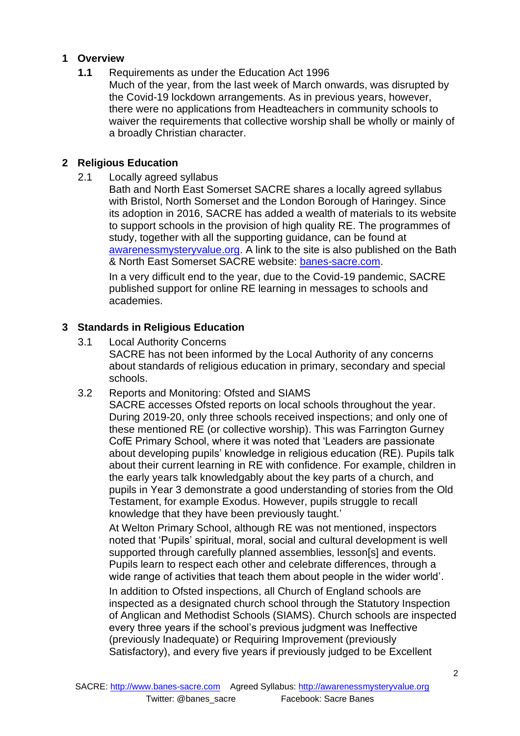## 1 Overview

**1.1** Requirements as under the Education Act 1996

Much of the year, from the last week of March onwards, was disrupted by the Covid-19 lockdown arrangements. As in previous years, however, there were no applications from Headteachers in community schools to waiver the requirements that collective worship shall be wholly or mainly of a broadly Christian character.

## 2 Religious Education

2.1 Locally agreed syllabus

Bath and North East Somerset SACRE shares a locally agreed syllabus with Bristol, North Somerset and the London Borough of Haringey. Since its adoption in 2016, SACRE has added a wealth of materials to its website to support schools in the provision of high quality RE. The programmes of study, together with all the supporting guidance, can be found at [awarenessmysteryvalue.org](http://awarenessmysteryvalue.org). A link to the site is also published on the Bath & North East Somerset SACRE website: [banes-sacre.com](http://banes-sacre.com).

In a very difficult end to the year, due to the Covid-19 pandemic, SACRE published support for online RE learning in messages to schools and academies.

## 3 Standards in Religious Education

3.1 Local Authority Concerns

SACRE has not been informed by the Local Authority of any concerns about standards of religious education in primary, secondary and special schools.

3.2 Reports and Monitoring: Ofsted and SIAMS

SACRE accesses Ofsted reports on local schools throughout the year. During 2019-20, only three schools received inspections; and only one of these mentioned RE (or collective worship). This was Farrington Gurney CofE Primary School, where it was noted that 'Leaders are passionate about developing pupils' knowledge in religious education (RE). Pupils talk about their current learning in RE with confidence. For example, children in the early years talk knowledgably about the key parts of a church, and pupils in Year 3 demonstrate a good understanding of stories from the Old Testament, for example Exodus. However, pupils struggle to recall knowledge that they have been previously taught.'

At Welton Primary School, although RE was not mentioned, inspectors noted that 'Pupils' spiritual, moral, social and cultural development is well supported through carefully planned assemblies, lesson[s] and events. Pupils learn to respect each other and celebrate differences, through a wide range of activities that teach them about people in the wider world'.

In addition to Ofsted inspections, all Church of England schools are inspected as a designated church school through the Statutory Inspection of Anglican and Methodist Schools (SIAMS). Church schools are inspected every three years if the school's previous judgment was Ineffective (previously Inadequate) or Requiring Improvement (previously Satisfactory), and every five years if previously judged to be Excellent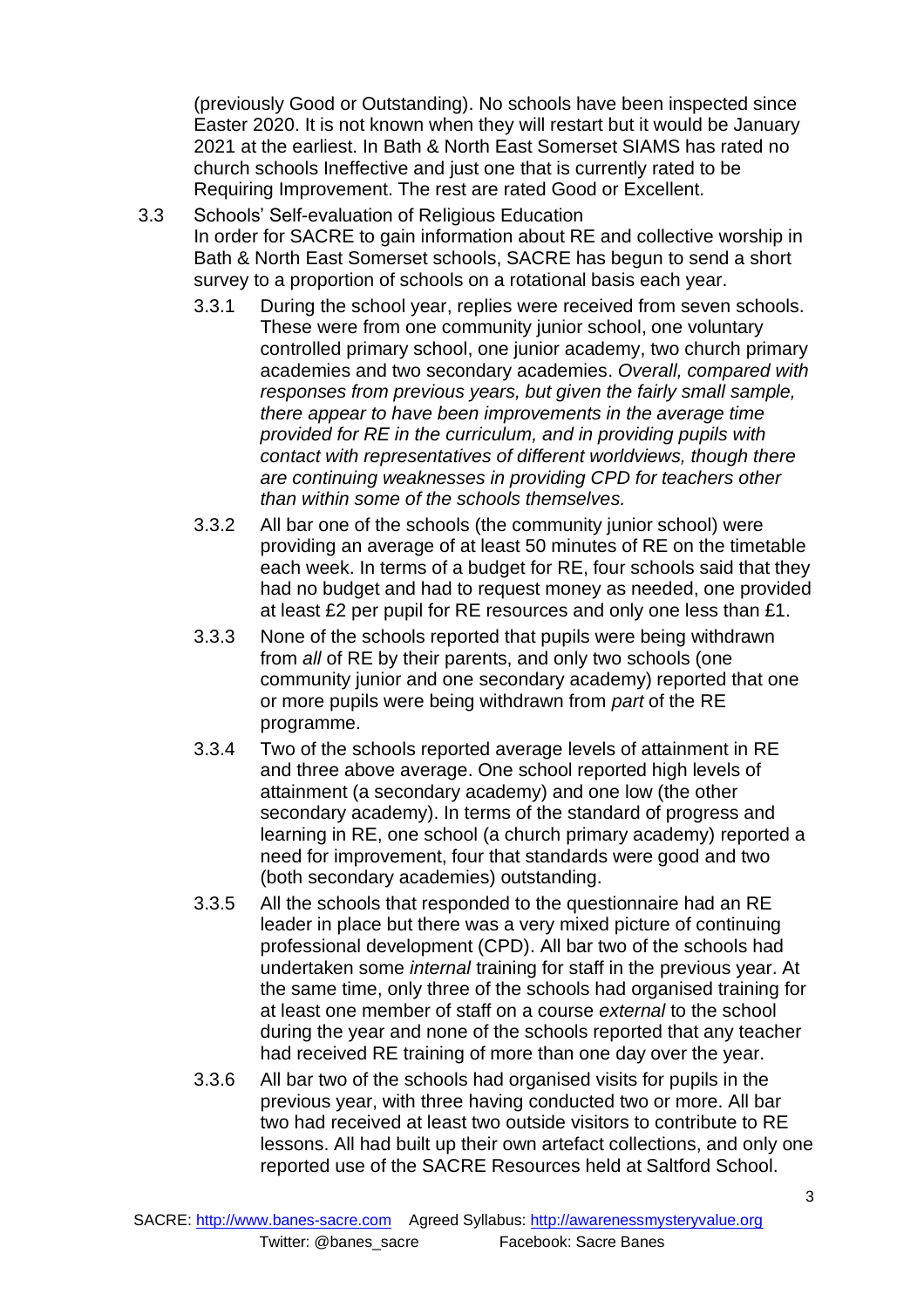(previously Good or Outstanding). No schools have been inspected since Easter 2020. It is not known when they will restart but it would be January 2021 at the earliest. In Bath & North East Somerset SIAMS has rated no church schools Ineffective and just one that is currently rated to be Requiring Improvement. The rest are rated Good or Excellent.

3.3 Schools' Self-evaluation of Religious Education

In order for SACRE to gain information about RE and collective worship in Bath & North East Somerset schools, SACRE has begun to send a short survey to a proportion of schools on a rotational basis each year.

3.3.1 During the school year, replies were received from seven schools. These were from one community junior school, one voluntary controlled primary school, one junior academy, two church primary academies and two secondary academies. *Overall, compared with responses from previous years, but given the fairly small sample, there appear to have been improvements in the average time provided for RE in the curriculum, and in providing pupils with contact with representatives of different worldviews, though there are continuing weaknesses in providing CPD for teachers other than within some of the schools themselves.*

3.3.2 All bar one of the schools (the community junior school) were providing an average of at least 50 minutes of RE on the timetable each week. In terms of a budget for RE, four schools said that they had no budget and had to request money as needed, one provided at least £2 per pupil for RE resources and only one less than £1.

3.3.3 None of the schools reported that pupils were being withdrawn from *all* of RE by their parents, and only two schools (one community junior and one secondary academy) reported that one or more pupils were being withdrawn from *part* of the RE programme.

3.3.4 Two of the schools reported average levels of attainment in RE and three above average. One school reported high levels of attainment (a secondary academy) and one low (the other secondary academy). In terms of the standard of progress and learning in RE, one school (a church primary academy) reported a need for improvement, four that standards were good and two (both secondary academies) outstanding.

3.3.5 All the schools that responded to the questionnaire had an RE leader in place but there was a very mixed picture of continuing professional development (CPD). All bar two of the schools had undertaken some *internal* training for staff in the previous year. At the same time, only three of the schools had organised training for at least one member of staff on a course *external* to the school during the year and none of the schools reported that any teacher had received RE training of more than one day over the year.

3.3.6 All bar two of the schools had organised visits for pupils in the previous year, with three having conducted two or more. All bar two had received at least two outside visitors to contribute to RE lessons. All had built up their own artefact collections, and only one reported use of the SACRE Resources held at Saltford School.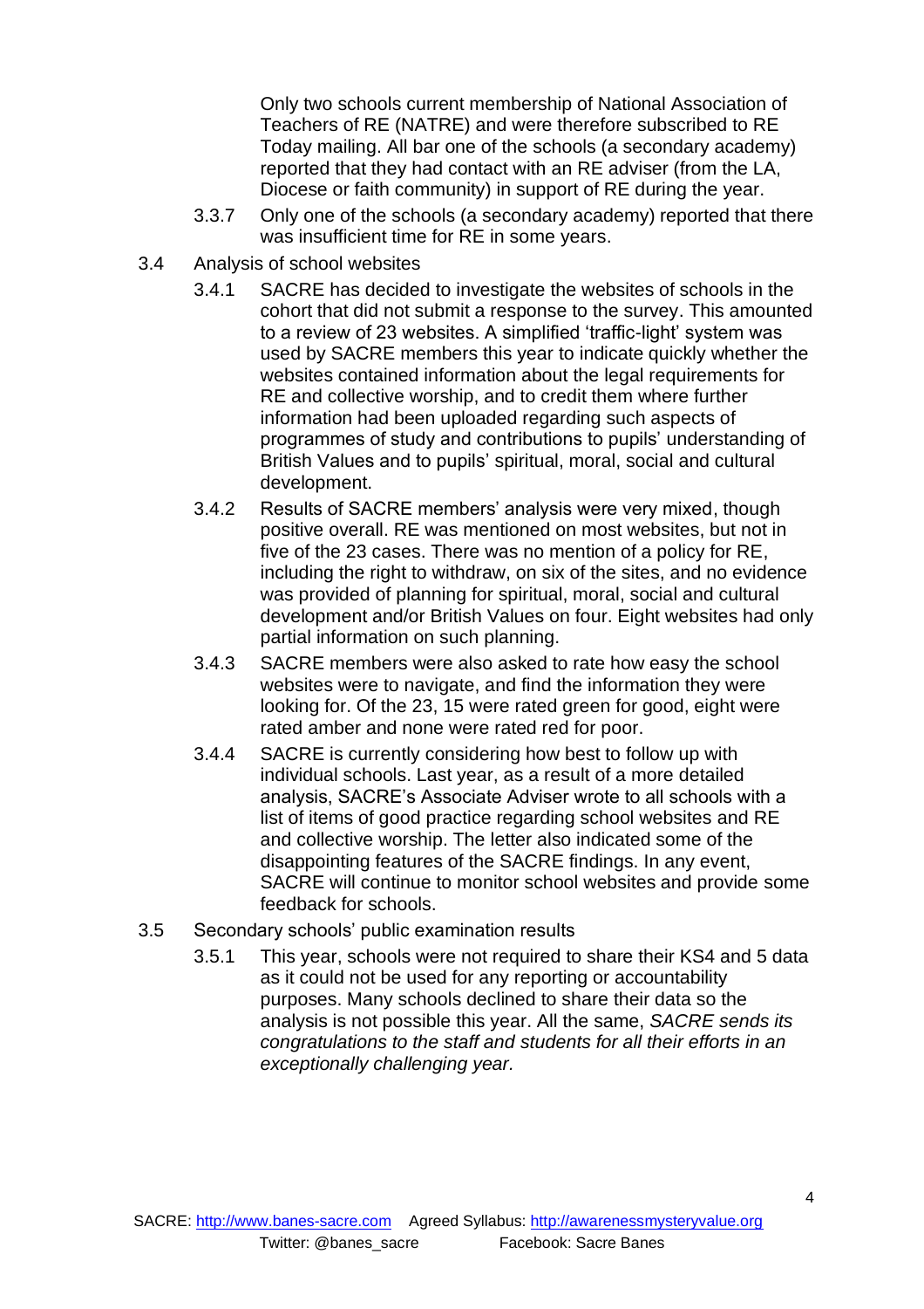Only two schools current membership of National Association of Teachers of RE (NATRE) and were therefore subscribed to RE Today mailing. All bar one of the schools (a secondary academy) reported that they had contact with an RE adviser (from the LA, Diocese or faith community) in support of RE during the year.

3.3.7 Only one of the schools (a secondary academy) reported that there was insufficient time for RE in some years.

3.4 Analysis of school websites

3.4.1 SACRE has decided to investigate the websites of schools in the cohort that did not submit a response to the survey. This amounted to a review of 23 websites. A simplified 'traffic-light' system was used by SACRE members this year to indicate quickly whether the websites contained information about the legal requirements for RE and collective worship, and to credit them where further information had been uploaded regarding such aspects of programmes of study and contributions to pupils' understanding of British Values and to pupils' spiritual, moral, social and cultural development.

3.4.2 Results of SACRE members' analysis were very mixed, though positive overall. RE was mentioned on most websites, but not in five of the 23 cases. There was no mention of a policy for RE, including the right to withdraw, on six of the sites, and no evidence was provided of planning for spiritual, moral, social and cultural development and/or British Values on four. Eight websites had only partial information on such planning.

3.4.3 SACRE members were also asked to rate how easy the school websites were to navigate, and find the information they were looking for. Of the 23, 15 were rated green for good, eight were rated amber and none were rated red for poor.

3.4.4 SACRE is currently considering how best to follow up with individual schools. Last year, as a result of a more detailed analysis, SACRE's Associate Adviser wrote to all schools with a list of items of good practice regarding school websites and RE and collective worship. The letter also indicated some of the disappointing features of the SACRE findings. In any event, SACRE will continue to monitor school websites and provide some feedback for schools.

3.5 Secondary schools' public examination results

3.5.1 This year, schools were not required to share their KS4 and 5 data as it could not be used for any reporting or accountability purposes. Many schools declined to share their data so the analysis is not possible this year. All the same, *SACRE sends its congratulations to the staff and students for all their efforts in an exceptionally challenging year.*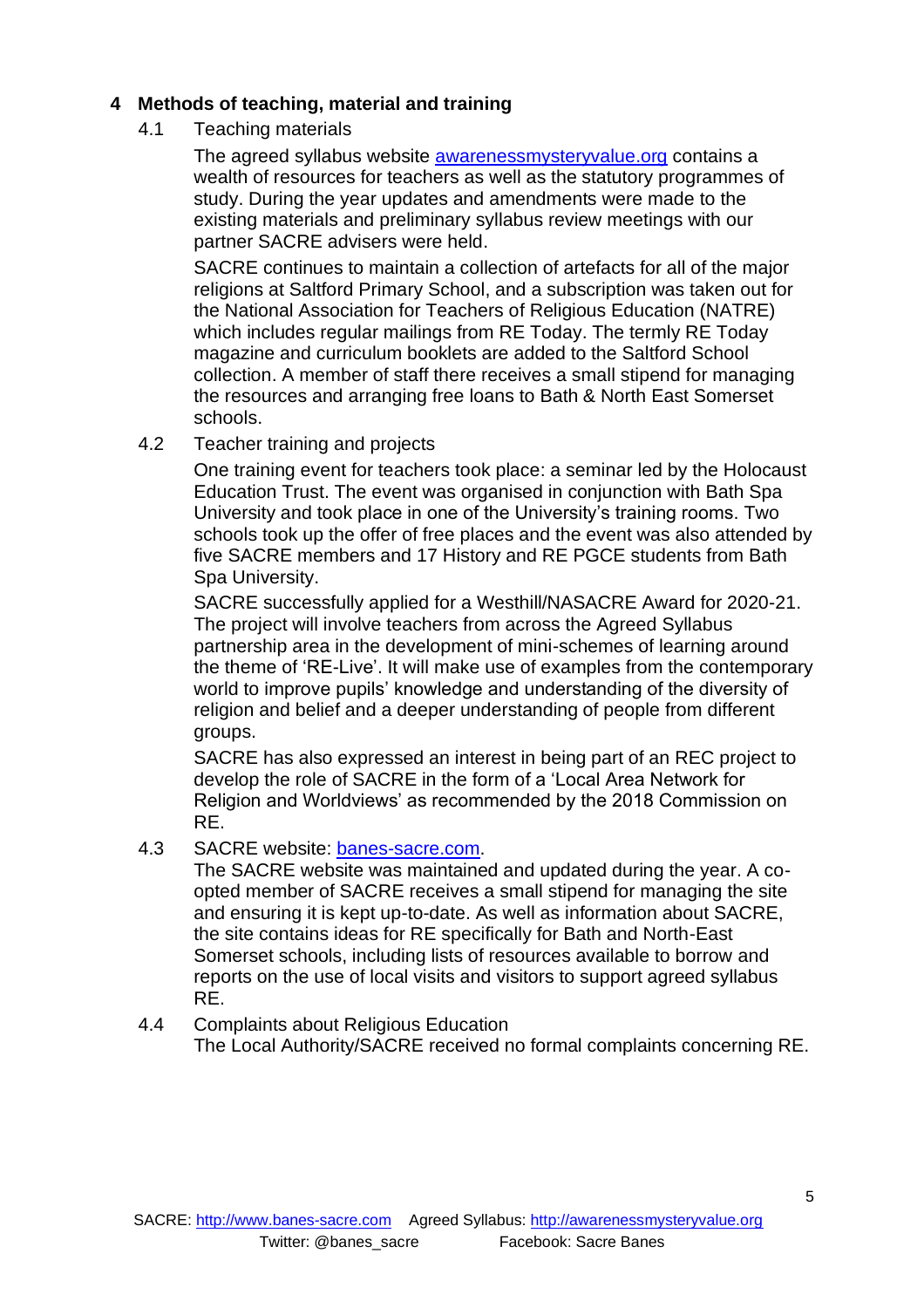## 4 Methods of teaching, material and training

### 4.1 Teaching materials

The agreed syllabus website [awarenessmysteryvalue.org](http://awarenessmysteryvalue.org) contains a wealth of resources for teachers as well as the statutory programmes of study. During the year updates and amendments were made to the existing materials and preliminary syllabus review meetings with our partner SACRE advisers were held.

SACRE continues to maintain a collection of artefacts for all of the major religions at Saltford Primary School, and a subscription was taken out for the National Association for Teachers of Religious Education (NATRE) which includes regular mailings from RE Today. The termly RE Today magazine and curriculum booklets are added to the Saltford School collection. A member of staff there receives a small stipend for managing the resources and arranging free loans to Bath & North East Somerset schools.

### 4.2 Teacher training and projects

One training event for teachers took place: a seminar led by the Holocaust Education Trust. The event was organised in conjunction with Bath Spa University and took place in one of the University's training rooms. Two schools took up the offer of free places and the event was also attended by five SACRE members and 17 History and RE PGCE students from Bath Spa University.

SACRE successfully applied for a Westhill/NASACRE Award for 2020-21. The project will involve teachers from across the Agreed Syllabus partnership area in the development of mini-schemes of learning around the theme of 'RE-Live'. It will make use of examples from the contemporary world to improve pupils' knowledge and understanding of the diversity of religion and belief and a deeper understanding of people from different groups.

SACRE has also expressed an interest in being part of an REC project to develop the role of SACRE in the form of a 'Local Area Network for Religion and Worldviews' as recommended by the 2018 Commission on RE.

### 4.3 SACRE website: [banes-sacre.com](http://banes-sacre.com).

The SACRE website was maintained and updated during the year. A co-opted member of SACRE receives a small stipend for managing the site and ensuring it is kept up-to-date. As well as information about SACRE, the site contains ideas for RE specifically for Bath and North-East Somerset schools, including lists of resources available to borrow and reports on the use of local visits and visitors to support agreed syllabus RE.

### 4.4 Complaints about Religious Education

The Local Authority/SACRE received no formal complaints concerning RE.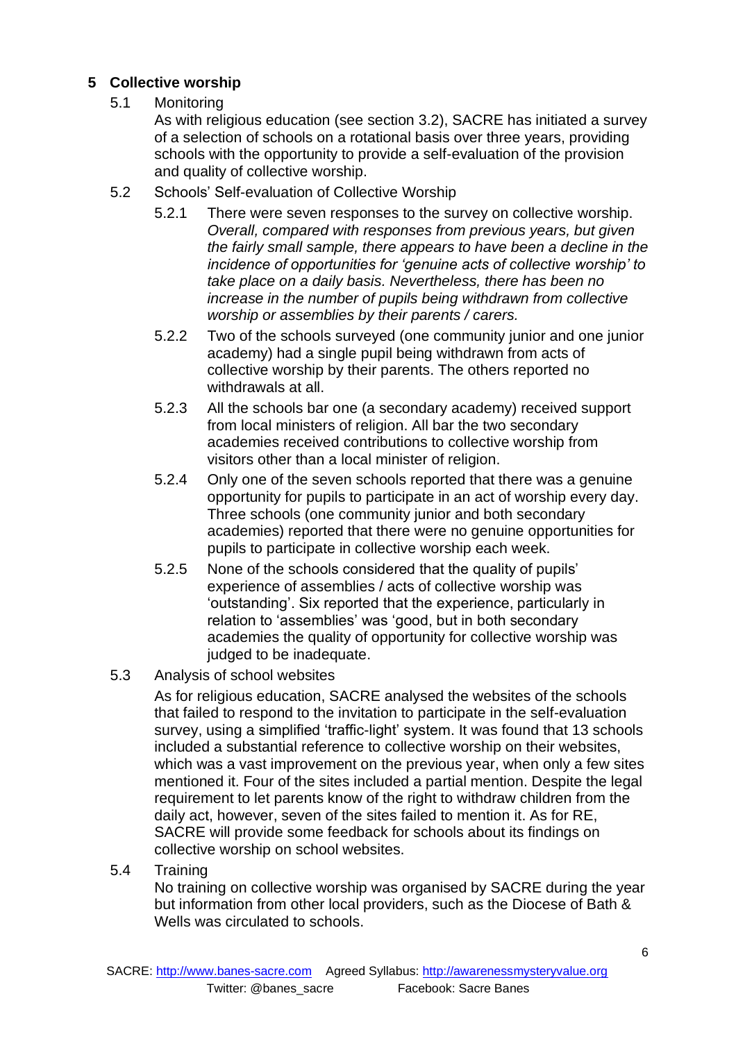## 5 Collective worship

### 5.1 Monitoring

As with religious education (see section 3.2), SACRE has initiated a survey of a selection of schools on a rotational basis over three years, providing schools with the opportunity to provide a self-evaluation of the provision and quality of collective worship.

### 5.2 Schools' Self-evaluation of Collective Worship

5.2.1 There were seven responses to the survey on collective worship. *Overall, compared with responses from previous years, but given the fairly small sample, there appears to have been a decline in the incidence of opportunities for 'genuine acts of collective worship' to take place on a daily basis. Nevertheless, there has been no increase in the number of pupils being withdrawn from collective worship or assemblies by their parents / carers.*

5.2.2 Two of the schools surveyed (one community junior and one junior academy) had a single pupil being withdrawn from acts of collective worship by their parents. The others reported no withdrawals at all.

5.2.3 All the schools bar one (a secondary academy) received support from local ministers of religion. All bar the two secondary academies received contributions to collective worship from visitors other than a local minister of religion.

5.2.4 Only one of the seven schools reported that there was a genuine opportunity for pupils to participate in an act of worship every day. Three schools (one community junior and both secondary academies) reported that there were no genuine opportunities for pupils to participate in collective worship each week.

5.2.5 None of the schools considered that the quality of pupils' experience of assemblies / acts of collective worship was 'outstanding'. Six reported that the experience, particularly in relation to 'assemblies' was 'good, but in both secondary academies the quality of opportunity for collective worship was judged to be inadequate.

### 5.3 Analysis of school websites

As for religious education, SACRE analysed the websites of the schools that failed to respond to the invitation to participate in the self-evaluation survey, using a simplified 'traffic-light' system. It was found that 13 schools included a substantial reference to collective worship on their websites, which was a vast improvement on the previous year, when only a few sites mentioned it. Four of the sites included a partial mention. Despite the legal requirement to let parents know of the right to withdraw children from the daily act, however, seven of the sites failed to mention it. As for RE, SACRE will provide some feedback for schools about its findings on collective worship on school websites.

### 5.4 Training

No training on collective worship was organised by SACRE during the year but information from other local providers, such as the Diocese of Bath & Wells was circulated to schools.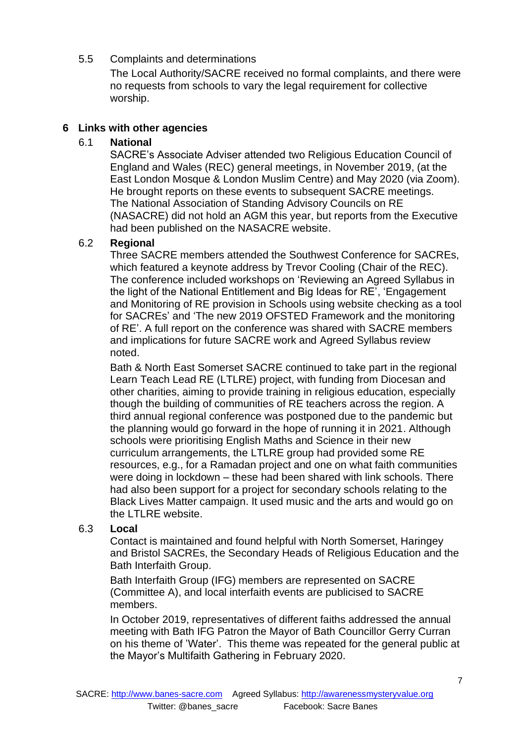5.5 Complaints and determinations

The Local Authority/SACRE received no formal complaints, and there were no requests from schools to vary the legal requirement for collective worship.

## 6 Links with other agencies

### 6.1 National

SACRE's Associate Adviser attended two Religious Education Council of England and Wales (REC) general meetings, in November 2019, (at the East London Mosque & London Muslim Centre) and May 2020 (via Zoom). He brought reports on these events to subsequent SACRE meetings. The National Association of Standing Advisory Councils on RE (NASACRE) did not hold an AGM this year, but reports from the Executive had been published on the NASACRE website.

### 6.2 Regional

Three SACRE members attended the Southwest Conference for SACREs, which featured a keynote address by Trevor Cooling (Chair of the REC). The conference included workshops on 'Reviewing an Agreed Syllabus in the light of the National Entitlement and Big Ideas for RE', 'Engagement and Monitoring of RE provision in Schools using website checking as a tool for SACREs' and 'The new 2019 OFSTED Framework and the monitoring of RE'. A full report on the conference was shared with SACRE members and implications for future SACRE work and Agreed Syllabus review noted.

Bath & North East Somerset SACRE continued to take part in the regional Learn Teach Lead RE (LTLRE) project, with funding from Diocesan and other charities, aiming to provide training in religious education, especially though the building of communities of RE teachers across the region. A third annual regional conference was postponed due to the pandemic but the planning would go forward in the hope of running it in 2021. Although schools were prioritising English Maths and Science in their new curriculum arrangements, the LTLRE group had provided some RE resources, e.g., for a Ramadan project and one on what faith communities were doing in lockdown – these had been shared with link schools. There had also been support for a project for secondary schools relating to the Black Lives Matter campaign. It used music and the arts and would go on the LTLRE website.

### 6.3 Local

Contact is maintained and found helpful with North Somerset, Haringey and Bristol SACREs, the Secondary Heads of Religious Education and the Bath Interfaith Group.

Bath Interfaith Group (IFG) members are represented on SACRE (Committee A), and local interfaith events are publicised to SACRE members.

In October 2019, representatives of different faiths addressed the annual meeting with Bath IFG Patron the Mayor of Bath Councillor Gerry Curran on his theme of 'Water'. This theme was repeated for the general public at the Mayor's Multifaith Gathering in February 2020.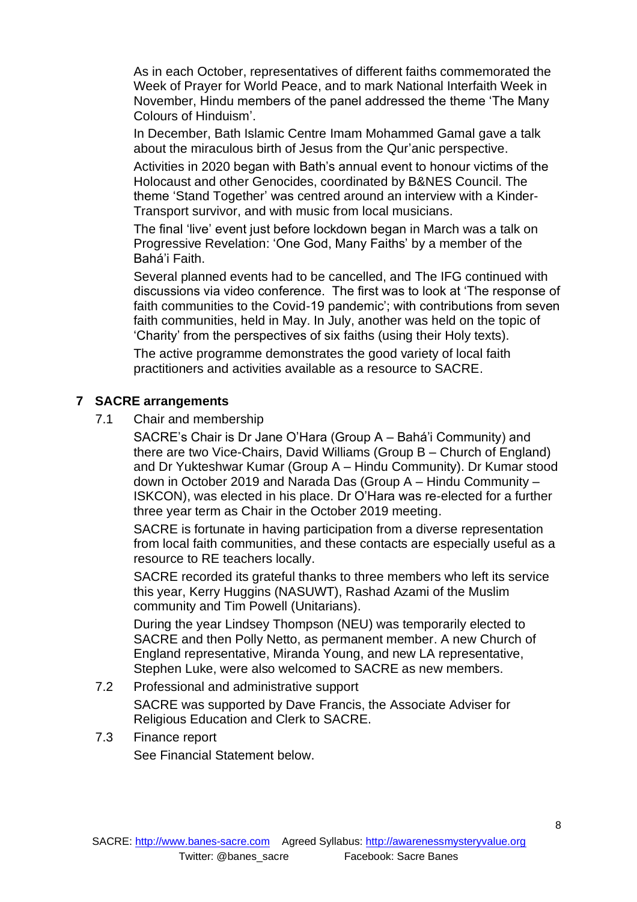As in each October, representatives of different faiths commemorated the Week of Prayer for World Peace, and to mark National Interfaith Week in November, Hindu members of the panel addressed the theme 'The Many Colours of Hinduism'.

In December, Bath Islamic Centre Imam Mohammed Gamal gave a talk about the miraculous birth of Jesus from the Qur'anic perspective.

Activities in 2020 began with Bath's annual event to honour victims of the Holocaust and other Genocides, coordinated by B&NES Council. The theme 'Stand Together' was centred around an interview with a Kinder-Transport survivor, and with music from local musicians.

The final 'live' event just before lockdown began in March was a talk on Progressive Revelation: 'One God, Many Faiths' by a member of the Bahá'i Faith.

Several planned events had to be cancelled, and The IFG continued with discussions via video conference. The first was to look at 'The response of faith communities to the Covid-19 pandemic'; with contributions from seven faith communities, held in May. In July, another was held on the topic of 'Charity' from the perspectives of six faiths (using their Holy texts).

The active programme demonstrates the good variety of local faith practitioners and activities available as a resource to SACRE.

## 7 SACRE arrangements

### 7.1 Chair and membership

SACRE's Chair is Dr Jane O'Hara (Group A – Bahá'i Community) and there are two Vice-Chairs, David Williams (Group B – Church of England) and Dr Yukteshwar Kumar (Group A – Hindu Community). Dr Kumar stood down in October 2019 and Narada Das (Group A – Hindu Community – ISKCON), was elected in his place. Dr O'Hara was re-elected for a further three year term as Chair in the October 2019 meeting.

SACRE is fortunate in having participation from a diverse representation from local faith communities, and these contacts are especially useful as a resource to RE teachers locally.

SACRE recorded its grateful thanks to three members who left its service this year, Kerry Huggins (NASUWT), Rashad Azami of the Muslim community and Tim Powell (Unitarians).

During the year Lindsey Thompson (NEU) was temporarily elected to SACRE and then Polly Netto, as permanent member. A new Church of England representative, Miranda Young, and new LA representative, Stephen Luke, were also welcomed to SACRE as new members.

### 7.2 Professional and administrative support

SACRE was supported by Dave Francis, the Associate Adviser for Religious Education and Clerk to SACRE.

### 7.3 Finance report

See Financial Statement below.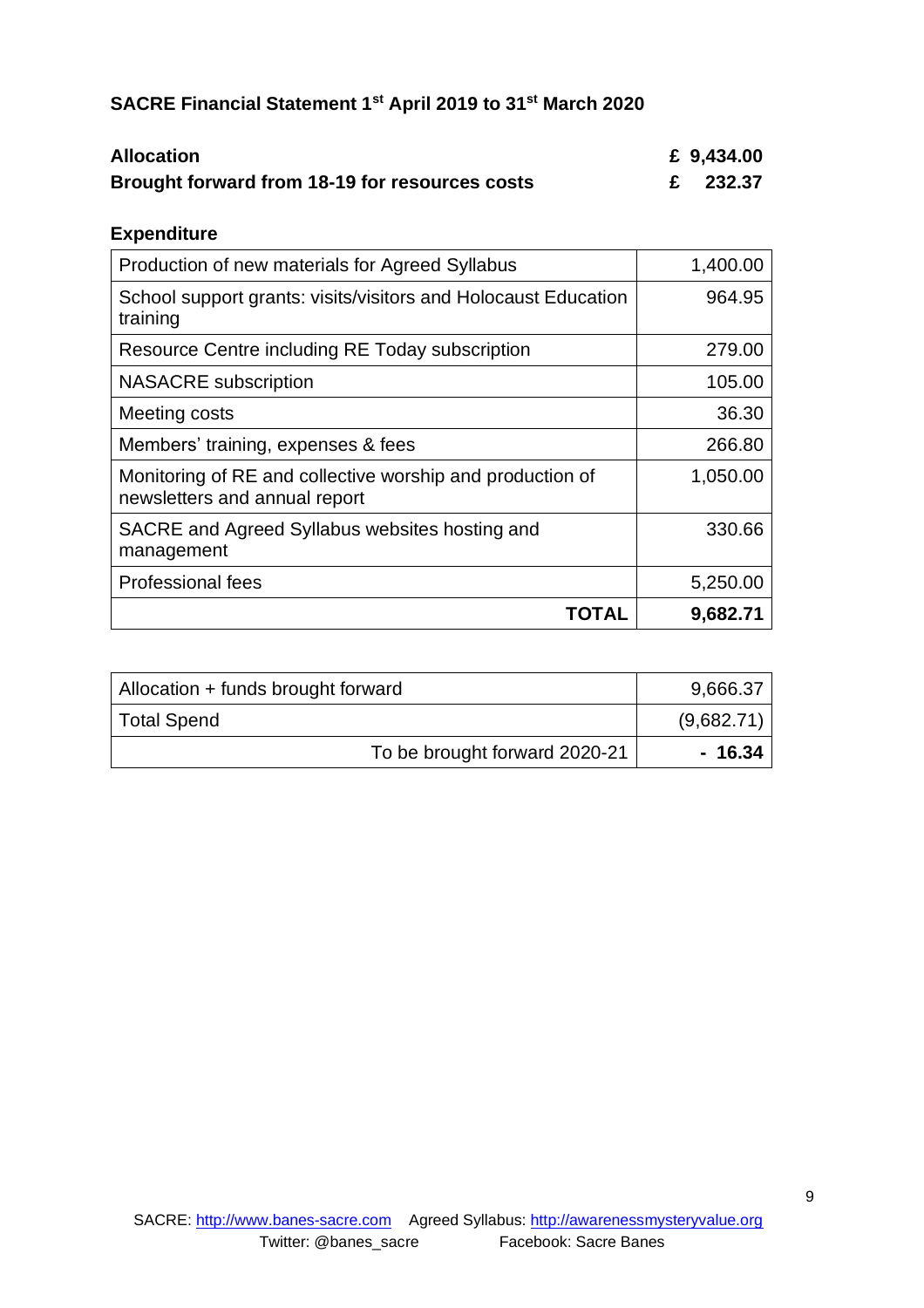**SACRE Financial Statement 1st April 2019 to 31st March 2020**

| | |
|---|---|
| **Allocation** | **£ 9,434.00** |
| **Brought forward from 18-19 for resources costs** | **£ 232.37** |

**Expenditure**

| | |
|---|---|
| Production of new materials for Agreed Syllabus | 1,400.00 |
| School support grants: visits/visitors and Holocaust Education training | 964.95 |
| Resource Centre including RE Today subscription | 279.00 |
| NASACRE subscription | 105.00 |
| Meeting costs | 36.30 |
| Members' training, expenses & fees | 266.80 |
| Monitoring of RE and collective worship and production of newsletters and annual report | 1,050.00 |
| SACRE and Agreed Syllabus websites hosting and management | 330.66 |
| Professional fees | 5,250.00 |
| **TOTAL** | **9,682.71** |

| | |
|---|---|
| Allocation + funds brought forward | 9,666.37 |
| Total Spend | (9,682.71) |
| To be brought forward 2020-21 | **- 16.34** |

SACRE: http://www.banes-sacre.com Agreed Syllabus: http://awarenessmysteryvalue.org
Twitter: @banes_sacre Facebook: Sacre Banes